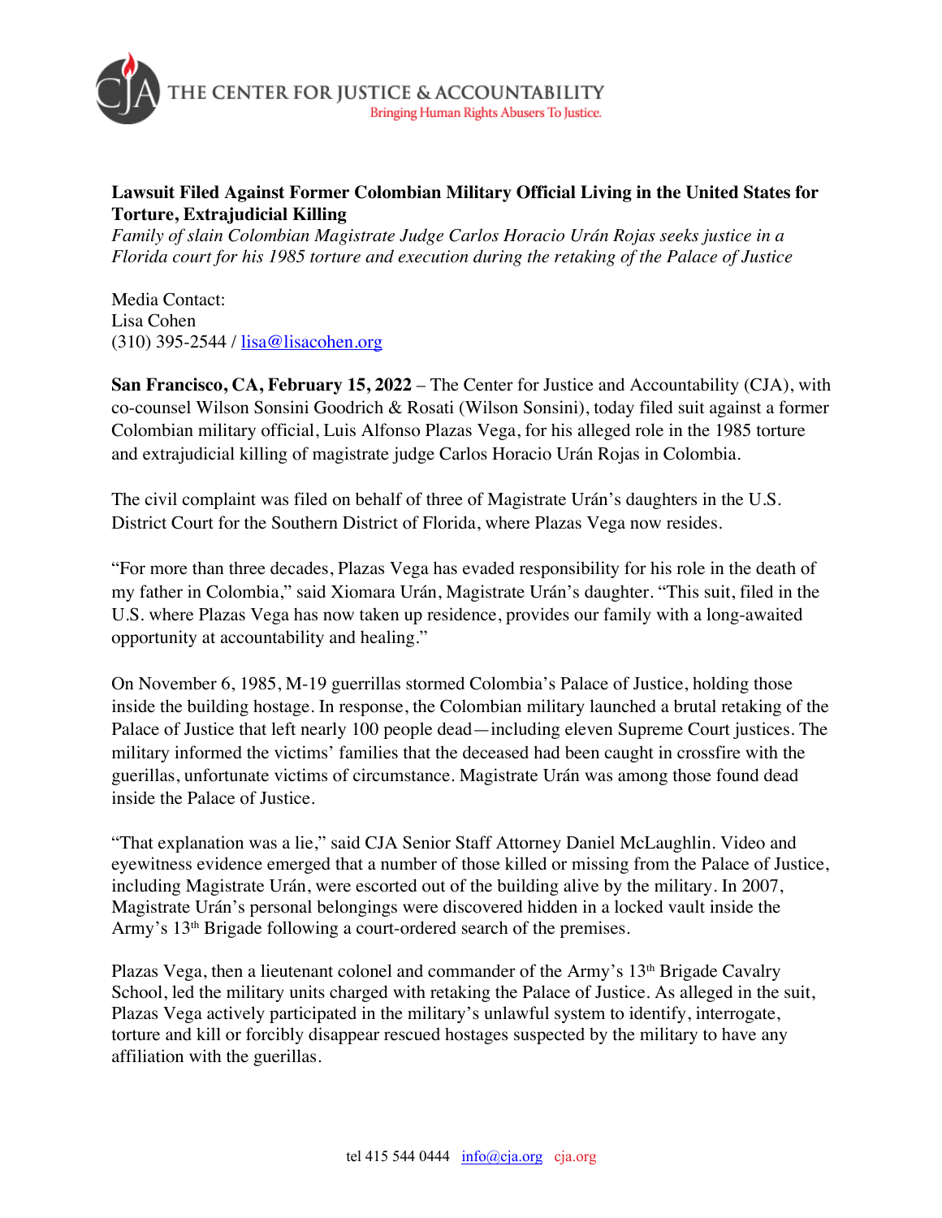THE CENTER FOR JUSTICE & ACCOUNTABILITY
Bringing Human Rights Abusers To Justice.

**Lawsuit Filed Against Former Colombian Military Official Living in the United States for Torture, Extrajudicial Killing**
*Family of slain Colombian Magistrate Judge Carlos Horacio Urán Rojas seeks justice in a Florida court for his 1985 torture and execution during the retaking of the Palace of Justice*

Media Contact:
Lisa Cohen
(310) 395-2544 / lisa@lisacohen.org

**San Francisco, CA, February 15, 2022** – The Center for Justice and Accountability (CJA), with co-counsel Wilson Sonsini Goodrich & Rosati (Wilson Sonsini), today filed suit against a former Colombian military official, Luis Alfonso Plazas Vega, for his alleged role in the 1985 torture and extrajudicial killing of magistrate judge Carlos Horacio Urán Rojas in Colombia.

The civil complaint was filed on behalf of three of Magistrate Urán's daughters in the U.S. District Court for the Southern District of Florida, where Plazas Vega now resides.

"For more than three decades, Plazas Vega has evaded responsibility for his role in the death of my father in Colombia," said Xiomara Urán, Magistrate Urán's daughter. "This suit, filed in the U.S. where Plazas Vega has now taken up residence, provides our family with a long-awaited opportunity at accountability and healing."

On November 6, 1985, M-19 guerrillas stormed Colombia's Palace of Justice, holding those inside the building hostage. In response, the Colombian military launched a brutal retaking of the Palace of Justice that left nearly 100 people dead—including eleven Supreme Court justices. The military informed the victims' families that the deceased had been caught in crossfire with the guerillas, unfortunate victims of circumstance. Magistrate Urán was among those found dead inside the Palace of Justice.

"That explanation was a lie," said CJA Senior Staff Attorney Daniel McLaughlin. Video and eyewitness evidence emerged that a number of those killed or missing from the Palace of Justice, including Magistrate Urán, were escorted out of the building alive by the military. In 2007, Magistrate Urán's personal belongings were discovered hidden in a locked vault inside the Army's 13th Brigade following a court-ordered search of the premises.

Plazas Vega, then a lieutenant colonel and commander of the Army's 13th Brigade Cavalry School, led the military units charged with retaking the Palace of Justice. As alleged in the suit, Plazas Vega actively participated in the military's unlawful system to identify, interrogate, torture and kill or forcibly disappear rescued hostages suspected by the military to have any affiliation with the guerillas.

tel 415 544 0444 info@cja.org cja.org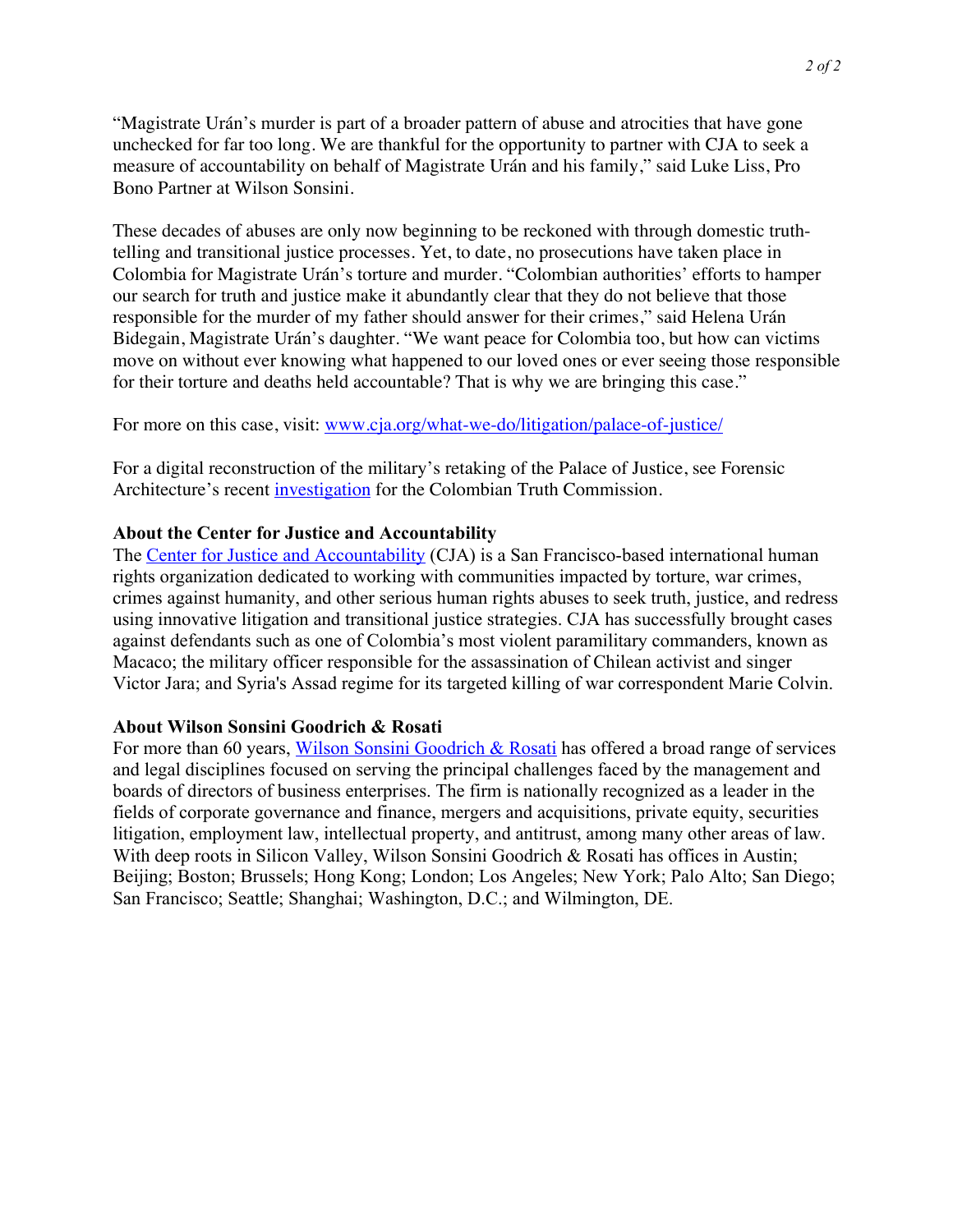"Magistrate Urán's murder is part of a broader pattern of abuse and atrocities that have gone unchecked for far too long. We are thankful for the opportunity to partner with CJA to seek a measure of accountability on behalf of Magistrate Urán and his family," said Luke Liss, Pro Bono Partner at Wilson Sonsini.

These decades of abuses are only now beginning to be reckoned with through domestic truth-telling and transitional justice processes. Yet, to date, no prosecutions have taken place in Colombia for Magistrate Urán's torture and murder. "Colombian authorities' efforts to hamper our search for truth and justice make it abundantly clear that they do not believe that those responsible for the murder of my father should answer for their crimes," said Helena Urán Bidegain, Magistrate Urán's daughter. "We want peace for Colombia too, but how can victims move on without ever knowing what happened to our loved ones or ever seeing those responsible for their torture and deaths held accountable? That is why we are bringing this case."

For more on this case, visit: www.cja.org/what-we-do/litigation/palace-of-justice/

For a digital reconstruction of the military's retaking of the Palace of Justice, see Forensic Architecture's recent investigation for the Colombian Truth Commission.

**About the Center for Justice and Accountability**

The Center for Justice and Accountability (CJA) is a San Francisco-based international human rights organization dedicated to working with communities impacted by torture, war crimes, crimes against humanity, and other serious human rights abuses to seek truth, justice, and redress using innovative litigation and transitional justice strategies. CJA has successfully brought cases against defendants such as one of Colombia's most violent paramilitary commanders, known as Macaco; the military officer responsible for the assassination of Chilean activist and singer Victor Jara; and Syria's Assad regime for its targeted killing of war correspondent Marie Colvin.

**About Wilson Sonsini Goodrich & Rosati**

For more than 60 years, Wilson Sonsini Goodrich & Rosati has offered a broad range of services and legal disciplines focused on serving the principal challenges faced by the management and boards of directors of business enterprises. The firm is nationally recognized as a leader in the fields of corporate governance and finance, mergers and acquisitions, private equity, securities litigation, employment law, intellectual property, and antitrust, among many other areas of law. With deep roots in Silicon Valley, Wilson Sonsini Goodrich & Rosati has offices in Austin; Beijing; Boston; Brussels; Hong Kong; London; Los Angeles; New York; Palo Alto; San Diego; San Francisco; Seattle; Shanghai; Washington, D.C.; and Wilmington, DE.